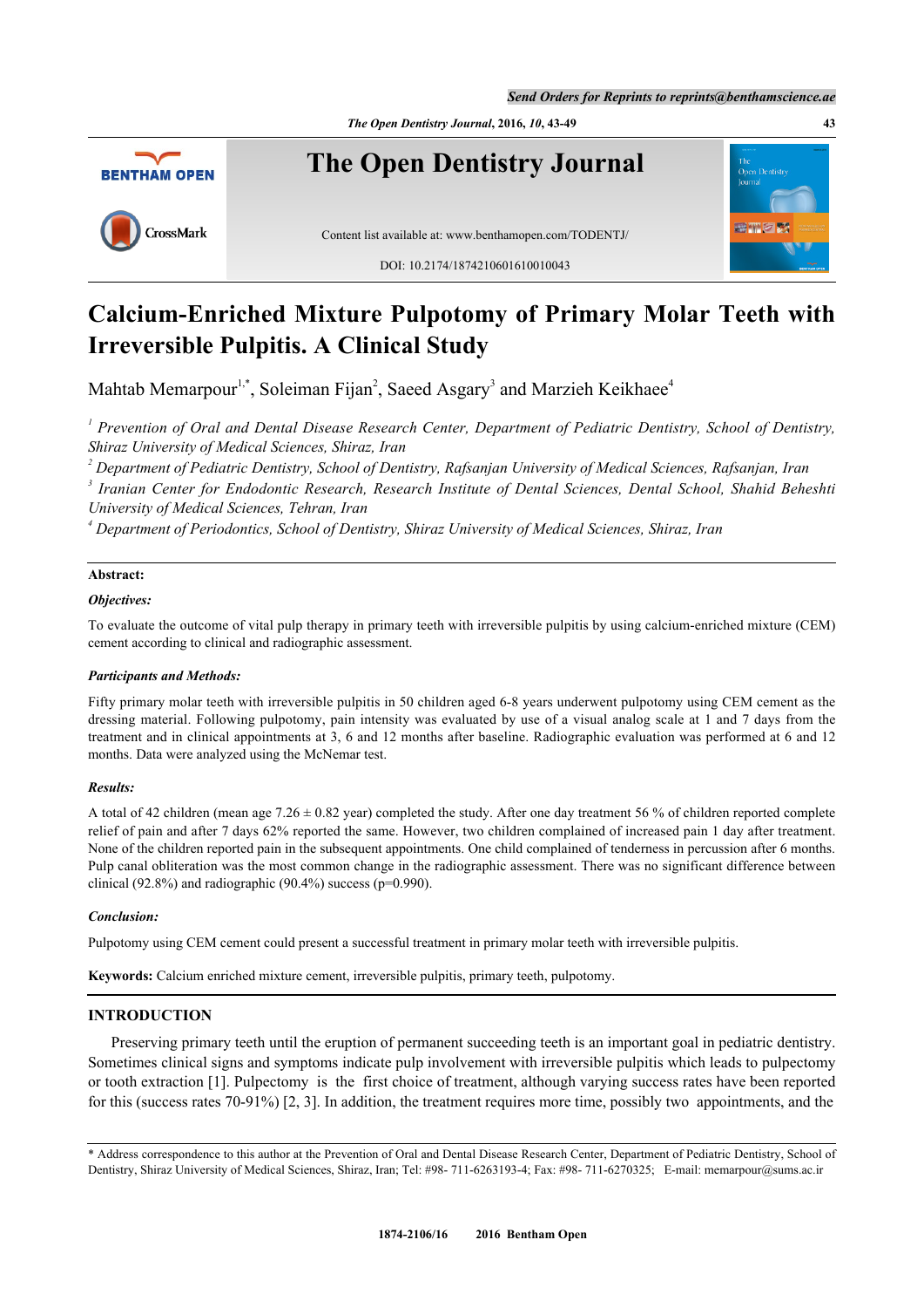# Calcium-Enriched Mixture Pulpotomy of Primary Molar Teeth with Irreversible Pulpitis. A Clinical Study

Mahtab Memarpour[1,*], Soleiman Fijan[2], Saeed Asgary[3] and Marzieh Keikhaee[4]

[1] *Prevention of Oral and Dental Disease Research Center, Department of Pediatric Dentistry, School of Dentistry, Shiraz University of Medical Sciences, Shiraz, Iran*

[2] *Department of Pediatric Dentistry, School of Dentistry, Rafsanjan University of Medical Sciences, Rafsanjan, Iran*

[3] *Iranian Center for Endodontic Research, Research Institute of Dental Sciences, Dental School, Shahid Beheshti University of Medical Sciences, Tehran, Iran*

[4] *Department of Periodontics, School of Dentistry, Shiraz University of Medical Sciences, Shiraz, Iran*

**Abstract:**

***Objectives:***

To evaluate the outcome of vital pulp therapy in primary teeth with irreversible pulpitis by using calcium-enriched mixture (CEM) cement according to clinical and radiographic assessment.

***Participants and Methods:***

Fifty primary molar teeth with irreversible pulpitis in 50 children aged 6-8 years underwent pulpotomy using CEM cement as the dressing material. Following pulpotomy, pain intensity was evaluated by use of a visual analog scale at 1 and 7 days from the treatment and in clinical appointments at 3, 6 and 12 months after baseline. Radiographic evaluation was performed at 6 and 12 months. Data were analyzed using the McNemar test.

***Results:***

A total of 42 children (mean age 7.26 ± 0.82 year) completed the study. After one day treatment 56 % of children reported complete relief of pain and after 7 days 62% reported the same. However, two children complained of increased pain 1 day after treatment. None of the children reported pain in the subsequent appointments. One child complained of tenderness in percussion after 6 months. Pulp canal obliteration was the most common change in the radiographic assessment. There was no significant difference between clinical (92.8%) and radiographic (90.4%) success (p=0.990).

***Conclusion:***

Pulpotomy using CEM cement could present a successful treatment in primary molar teeth with irreversible pulpitis.

**Keywords:** Calcium enriched mixture cement, irreversible pulpitis, primary teeth, pulpotomy.

## INTRODUCTION

Preserving primary teeth until the eruption of permanent succeeding teeth is an important goal in pediatric dentistry. Sometimes clinical signs and symptoms indicate pulp involvement with irreversible pulpitis which leads to pulpectomy or tooth extraction [1]. Pulpectomy is the first choice of treatment, although varying success rates have been reported for this (success rates 70-91%) [2, 3]. In addition, the treatment requires more time, possibly two appointments, and the

\* Address correspondence to this author at the Prevention of Oral and Dental Disease Research Center, Department of Pediatric Dentistry, School of Dentistry, Shiraz University of Medical Sciences, Shiraz, Iran; Tel: #98- 711-6263193-4; Fax: #98- 711-6270325; E-mail: memarpour@sums.ac.ir

1874-2106/16 2016 Bentham Open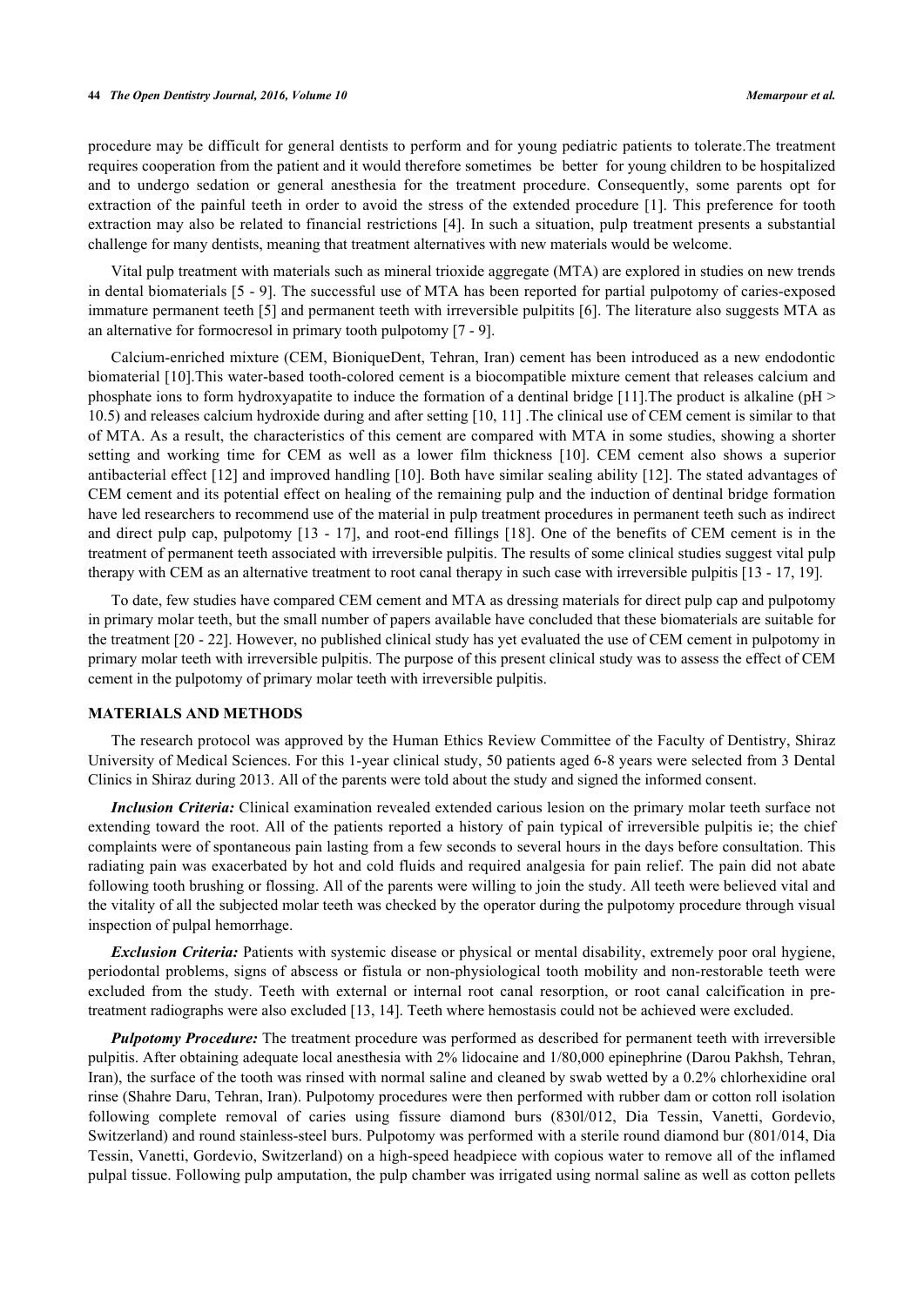procedure may be difficult for general dentists to perform and for young pediatric patients to tolerate.The treatment requires cooperation from the patient and it would therefore sometimes be better for young children to be hospitalized and to undergo sedation or general anesthesia for the treatment procedure. Consequently, some parents opt for extraction of the painful teeth in order to avoid the stress of the extended procedure [1]. This preference for tooth extraction may also be related to financial restrictions [4]. In such a situation, pulp treatment presents a substantial challenge for many dentists, meaning that treatment alternatives with new materials would be welcome.

Vital pulp treatment with materials such as mineral trioxide aggregate (MTA) are explored in studies on new trends in dental biomaterials [5 - 9]. The successful use of MTA has been reported for partial pulpotomy of caries-exposed immature permanent teeth [5] and permanent teeth with irreversible pulpitis [6]. The literature also suggests MTA as an alternative for formocresol in primary tooth pulpotomy [7 - 9].

Calcium-enriched mixture (CEM, BioniqueDent, Tehran, Iran) cement has been introduced as a new endodontic biomaterial [10].This water-based tooth-colored cement is a biocompatible mixture cement that releases calcium and phosphate ions to form hydroxyapatite to induce the formation of a dentinal bridge [11].The product is alkaline (pH > 10.5) and releases calcium hydroxide during and after setting [10, 11] .The clinical use of CEM cement is similar to that of MTA. As a result, the characteristics of this cement are compared with MTA in some studies, showing a shorter setting and working time for CEM as well as a lower film thickness [10]. CEM cement also shows a superior antibacterial effect [12] and improved handling [10]. Both have similar sealing ability [12]. The stated advantages of CEM cement and its potential effect on healing of the remaining pulp and the induction of dentinal bridge formation have led researchers to recommend use of the material in pulp treatment procedures in permanent teeth such as indirect and direct pulp cap, pulpotomy [13 - 17], and root-end fillings [18]. One of the benefits of CEM cement is in the treatment of permanent teeth associated with irreversible pulpitis. The results of some clinical studies suggest vital pulp therapy with CEM as an alternative treatment to root canal therapy in such case with irreversible pulpitis [13 - 17, 19].

To date, few studies have compared CEM cement and MTA as dressing materials for direct pulp cap and pulpotomy in primary molar teeth, but the small number of papers available have concluded that these biomaterials are suitable for the treatment [20 - 22]. However, no published clinical study has yet evaluated the use of CEM cement in pulpotomy in primary molar teeth with irreversible pulpitis. The purpose of this present clinical study was to assess the effect of CEM cement in the pulpotomy of primary molar teeth with irreversible pulpitis.

## MATERIALS AND METHODS

The research protocol was approved by the Human Ethics Review Committee of the Faculty of Dentistry, Shiraz University of Medical Sciences. For this 1-year clinical study, 50 patients aged 6-8 years were selected from 3 Dental Clinics in Shiraz during 2013. All of the parents were told about the study and signed the informed consent.

***Inclusion Criteria:*** Clinical examination revealed extended carious lesion on the primary molar teeth surface not extending toward the root. All of the patients reported a history of pain typical of irreversible pulpitis ie; the chief complaints were of spontaneous pain lasting from a few seconds to several hours in the days before consultation. This radiating pain was exacerbated by hot and cold fluids and required analgesia for pain relief. The pain did not abate following tooth brushing or flossing. All of the parents were willing to join the study. All teeth were believed vital and the vitality of all the subjected molar teeth was checked by the operator during the pulpotomy procedure through visual inspection of pulpal hemorrhage.

***Exclusion Criteria:*** Patients with systemic disease or physical or mental disability, extremely poor oral hygiene, periodontal problems, signs of abscess or fistula or non-physiological tooth mobility and non-restorable teeth were excluded from the study. Teeth with external or internal root canal resorption, or root canal calcification in pre-treatment radiographs were also excluded [13, 14]. Teeth where hemostasis could not be achieved were excluded.

***Pulpotomy Procedure:*** The treatment procedure was performed as described for permanent teeth with irreversible pulpitis. After obtaining adequate local anesthesia with 2% lidocaine and 1/80,000 epinephrine (Darou Pakhsh, Tehran, Iran), the surface of the tooth was rinsed with normal saline and cleaned by swab wetted by a 0.2% chlorhexidine oral rinse (Shahre Daru, Tehran, Iran). Pulpotomy procedures were then performed with rubber dam or cotton roll isolation following complete removal of caries using fissure diamond burs (830l/012, Dia Tessin, Vanetti, Gordevio, Switzerland) and round stainless-steel burs. Pulpotomy was performed with a sterile round diamond bur (801/014, Dia Tessin, Vanetti, Gordevio, Switzerland) on a high-speed headpiece with copious water to remove all of the inflamed pulpal tissue. Following pulp amputation, the pulp chamber was irrigated using normal saline as well as cotton pellets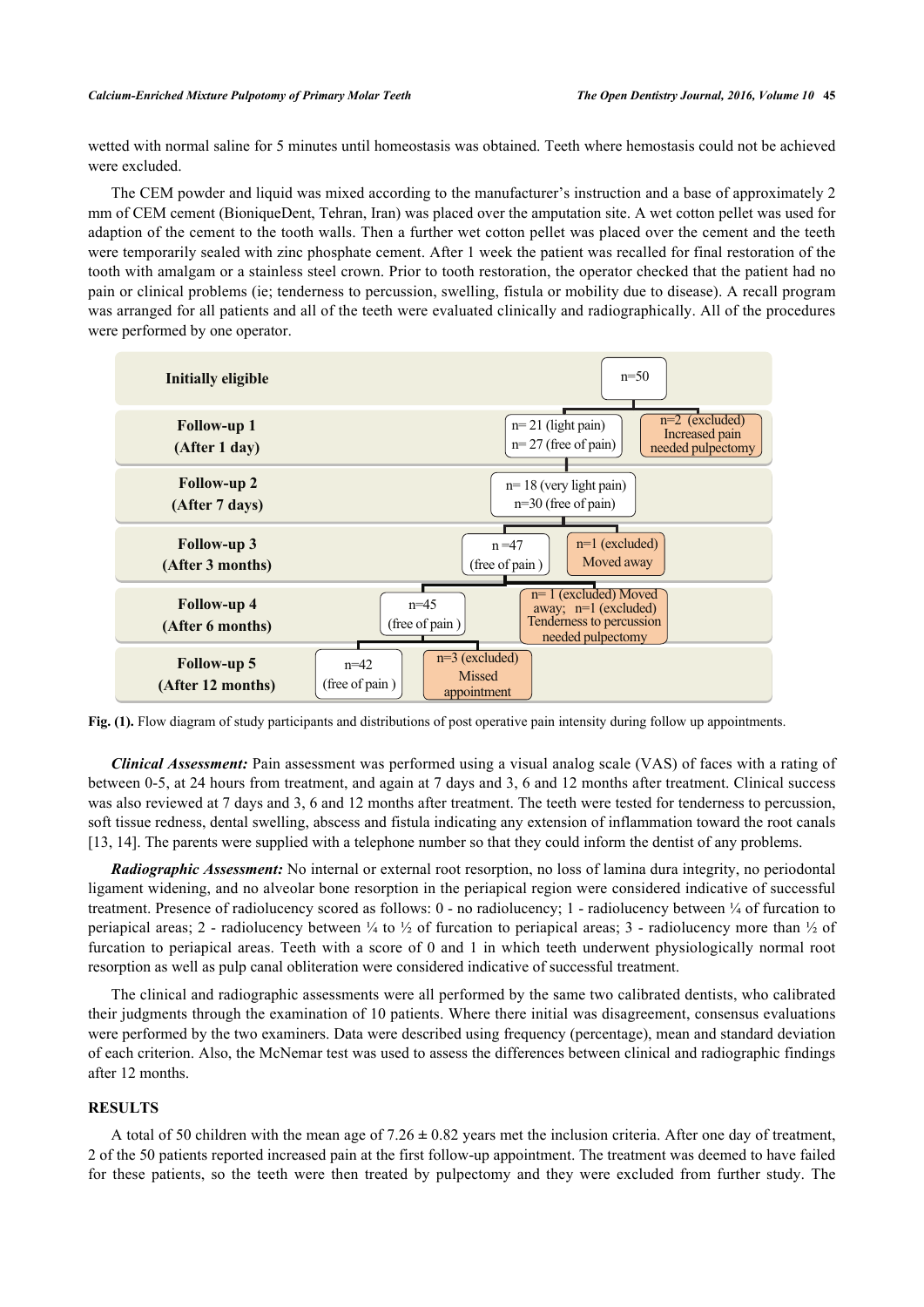wetted with normal saline for 5 minutes until homeostasis was obtained. Teeth where hemostasis could not be achieved were excluded.

The CEM powder and liquid was mixed according to the manufacturer's instruction and a base of approximately 2 mm of CEM cement (BioniqueDent, Tehran, Iran) was placed over the amputation site. A wet cotton pellet was used for adaption of the cement to the tooth walls. Then a further wet cotton pellet was placed over the cement and the teeth were temporarily sealed with zinc phosphate cement. After 1 week the patient was recalled for final restoration of the tooth with amalgam or a stainless steel crown. Prior to tooth restoration, the operator checked that the patient had no pain or clinical problems (ie; tenderness to percussion, swelling, fistula or mobility due to disease). A recall program was arranged for all patients and all of the teeth were evaluated clinically and radiographically. All of the procedures were performed by one operator.

| Stage | Participants | Excluded |
|---|---|---|
| **Initially eligible** | n=50 | |
| **Follow-up 1 (After 1 day)** | n= 21 (light pain); n= 27 (free of pain) | n=2 (excluded) Increased pain needed pulpectomy |
| **Follow-up 2 (After 7 days)** | n= 18 (very light pain); n=30 (free of pain) | |
| **Follow-up 3 (After 3 months)** | n =47 (free of pain ) | n=1 (excluded) Moved away |
| **Follow-up 4 (After 6 months)** | n=45 (free of pain ) | n= 1 (excluded) Moved away; n=1 (excluded) Tenderness to percussion needed pulpectomy |
| **Follow-up 5 (After 12 months)** | n=42 (free of pain ) | n=3 (excluded) Missed appointment |

**Fig. (1).** Flow diagram of study participants and distributions of post operative pain intensity during follow up appointments.

***Clinical Assessment:*** Pain assessment was performed using a visual analog scale (VAS) of faces with a rating of between 0-5, at 24 hours from treatment, and again at 7 days and 3, 6 and 12 months after treatment. Clinical success was also reviewed at 7 days and 3, 6 and 12 months after treatment. The teeth were tested for tenderness to percussion, soft tissue redness, dental swelling, abscess and fistula indicating any extension of inflammation toward the root canals [13, 14]. The parents were supplied with a telephone number so that they could inform the dentist of any problems.

***Radiographic Assessment:*** No internal or external root resorption, no loss of lamina dura integrity, no periodontal ligament widening, and no alveolar bone resorption in the periapical region were considered indicative of successful treatment. Presence of radiolucency scored as follows: 0 - no radiolucency; 1 - radiolucency between ¼ of furcation to periapical areas; 2 - radiolucency between ¼ to ½ of furcation to periapical areas; 3 - radiolucency more than ½ of furcation to periapical areas. Teeth with a score of 0 and 1 in which teeth underwent physiologically normal root resorption as well as pulp canal obliteration were considered indicative of successful treatment.

The clinical and radiographic assessments were all performed by the same two calibrated dentists, who calibrated their judgments through the examination of 10 patients. Where there initial was disagreement, consensus evaluations were performed by the two examiners. Data were described using frequency (percentage), mean and standard deviation of each criterion. Also, the McNemar test was used to assess the differences between clinical and radiographic findings after 12 months.

## RESULTS

A total of 50 children with the mean age of 7.26 ± 0.82 years met the inclusion criteria. After one day of treatment, 2 of the 50 patients reported increased pain at the first follow-up appointment. The treatment was deemed to have failed for these patients, so the teeth were then treated by pulpectomy and they were excluded from further study. The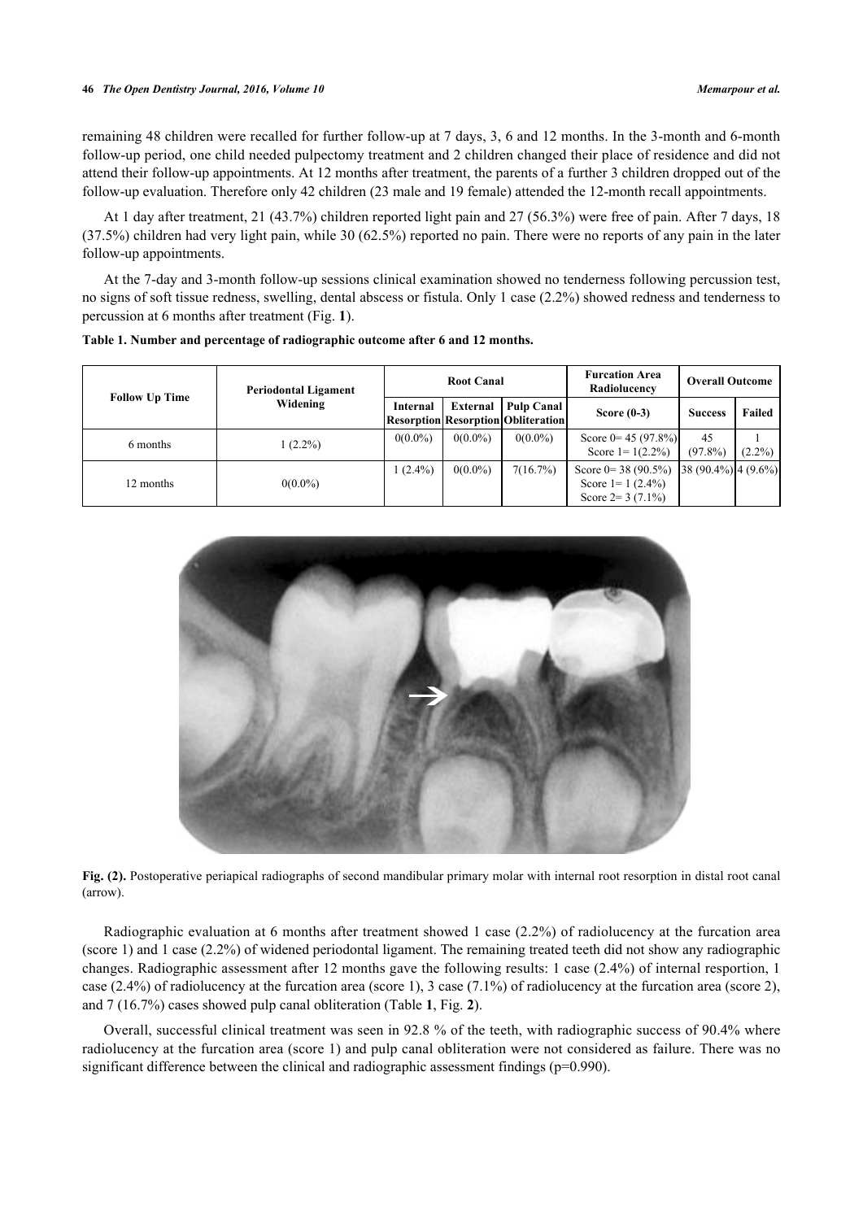remaining 48 children were recalled for further follow-up at 7 days, 3, 6 and 12 months. In the 3-month and 6-month follow-up period, one child needed pulpectomy treatment and 2 children changed their place of residence and did not attend their follow-up appointments. At 12 months after treatment, the parents of a further 3 children dropped out of the follow-up evaluation. Therefore only 42 children (23 male and 19 female) attended the 12-month recall appointments.

At 1 day after treatment, 21 (43.7%) children reported light pain and 27 (56.3%) were free of pain. After 7 days, 18 (37.5%) children had very light pain, while 30 (62.5%) reported no pain. There were no reports of any pain in the later follow-up appointments.

At the 7-day and 3-month follow-up sessions clinical examination showed no tenderness following percussion test, no signs of soft tissue redness, swelling, dental abscess or fistula. Only 1 case (2.2%) showed redness and tenderness to percussion at 6 months after treatment (Fig. **1**).

**Table 1. Number and percentage of radiographic outcome after 6 and 12 months.**

| Follow Up Time | Periodontal Ligament Widening | Root Canal | | | Furcation Area Radiolucency | Overall Outcome | |
|---|---|---|---|---|---|---|---|
| | | Internal Resorption | External Resorption | Pulp Canal Obliteration | Score (0-3) | Success | Failed |
| 6 months | 1 (2.2%) | 0(0.0%) | 0(0.0%) | 0(0.0%) | Score 0= 45 (97.8%) Score 1= 1(2.2%) | 45 (97.8%) | 1 (2.2%) |
| 12 months | 0(0.0%) | 1 (2.4%) | 0(0.0%) | 7(16.7%) | Score 0= 38 (90.5%) Score 1= 1 (2.4%) Score 2= 3 (7.1%) | 38 (90.4%) | 4 (9.6%) |

**Fig. (2).** Postoperative periapical radiographs of second mandibular primary molar with internal root resorption in distal root canal (arrow).

Radiographic evaluation at 6 months after treatment showed 1 case (2.2%) of radiolucency at the furcation area (score 1) and 1 case (2.2%) of widened periodontal ligament. The remaining treated teeth did not show any radiographic changes. Radiographic assessment after 12 months gave the following results: 1 case (2.4%) of internal resportion, 1 case (2.4%) of radiolucency at the furcation area (score 1), 3 case (7.1%) of radiolucency at the furcation area (score 2), and 7 (16.7%) cases showed pulp canal obliteration (Table **1**, Fig. **2**).

Overall, successful clinical treatment was seen in 92.8 % of the teeth, with radiographic success of 90.4% where radiolucency at the furcation area (score 1) and pulp canal obliteration were not considered as failure. There was no significant difference between the clinical and radiographic assessment findings ($p=0.990$).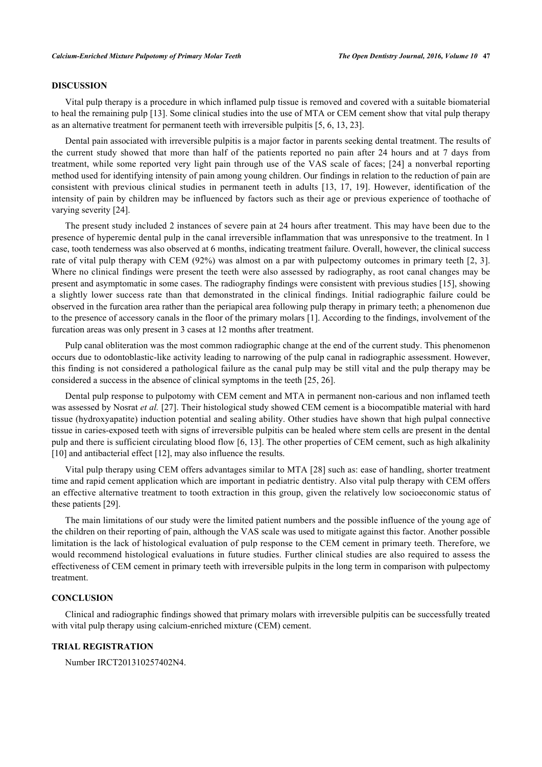## DISCUSSION

Vital pulp therapy is a procedure in which inflamed pulp tissue is removed and covered with a suitable biomaterial to heal the remaining pulp [13]. Some clinical studies into the use of MTA or CEM cement show that vital pulp therapy as an alternative treatment for permanent teeth with irreversible pulpitis [5, 6, 13, 23].

Dental pain associated with irreversible pulpitis is a major factor in parents seeking dental treatment. The results of the current study showed that more than half of the patients reported no pain after 24 hours and at 7 days from treatment, while some reported very light pain through use of the VAS scale of faces; [24] a nonverbal reporting method used for identifying intensity of pain among young children. Our findings in relation to the reduction of pain are consistent with previous clinical studies in permanent teeth in adults [13, 17, 19]. However, identification of the intensity of pain by children may be influenced by factors such as their age or previous experience of toothache of varying severity [24].

The present study included 2 instances of severe pain at 24 hours after treatment. This may have been due to the presence of hyperemic dental pulp in the canal irreversible inflammation that was unresponsive to the treatment. In 1 case, tooth tenderness was also observed at 6 months, indicating treatment failure. Overall, however, the clinical success rate of vital pulp therapy with CEM (92%) was almost on a par with pulpectomy outcomes in primary teeth [2, 3]. Where no clinical findings were present the teeth were also assessed by radiography, as root canal changes may be present and asymptomatic in some cases. The radiography findings were consistent with previous studies [15], showing a slightly lower success rate than that demonstrated in the clinical findings. Initial radiographic failure could be observed in the furcation area rather than the periapical area following pulp therapy in primary teeth; a phenomenon due to the presence of accessory canals in the floor of the primary molars [1]. According to the findings, involvement of the furcation areas was only present in 3 cases at 12 months after treatment.

Pulp canal obliteration was the most common radiographic change at the end of the current study. This phenomenon occurs due to odontoblastic-like activity leading to narrowing of the pulp canal in radiographic assessment. However, this finding is not considered a pathological failure as the canal pulp may be still vital and the pulp therapy may be considered a success in the absence of clinical symptoms in the teeth [25, 26].

Dental pulp response to pulpotomy with CEM cement and MTA in permanent non-carious and non inflamed teeth was assessed by Nosrat *et al.* [27]. Their histological study showed CEM cement is a biocompatible material with hard tissue (hydroxyapatite) induction potential and sealing ability. Other studies have shown that high pulpal connective tissue in caries-exposed teeth with signs of irreversible pulpitis can be healed where stem cells are present in the dental pulp and there is sufficient circulating blood flow [6, 13]. The other properties of CEM cement, such as high alkalinity [10] and antibacterial effect [12], may also influence the results.

Vital pulp therapy using CEM offers advantages similar to MTA [28] such as: ease of handling, shorter treatment time and rapid cement application which are important in pediatric dentistry. Also vital pulp therapy with CEM offers an effective alternative treatment to tooth extraction in this group, given the relatively low socioeconomic status of these patients [29].

The main limitations of our study were the limited patient numbers and the possible influence of the young age of the children on their reporting of pain, although the VAS scale was used to mitigate against this factor. Another possible limitation is the lack of histological evaluation of pulp response to the CEM cement in primary teeth. Therefore, we would recommend histological evaluations in future studies. Further clinical studies are also required to assess the effectiveness of CEM cement in primary teeth with irreversible pulpits in the long term in comparison with pulpectomy treatment.

## CONCLUSION

Clinical and radiographic findings showed that primary molars with irreversible pulpitis can be successfully treated with vital pulp therapy using calcium-enriched mixture (CEM) cement.

## TRIAL REGISTRATION

Number IRCT201310257402N4.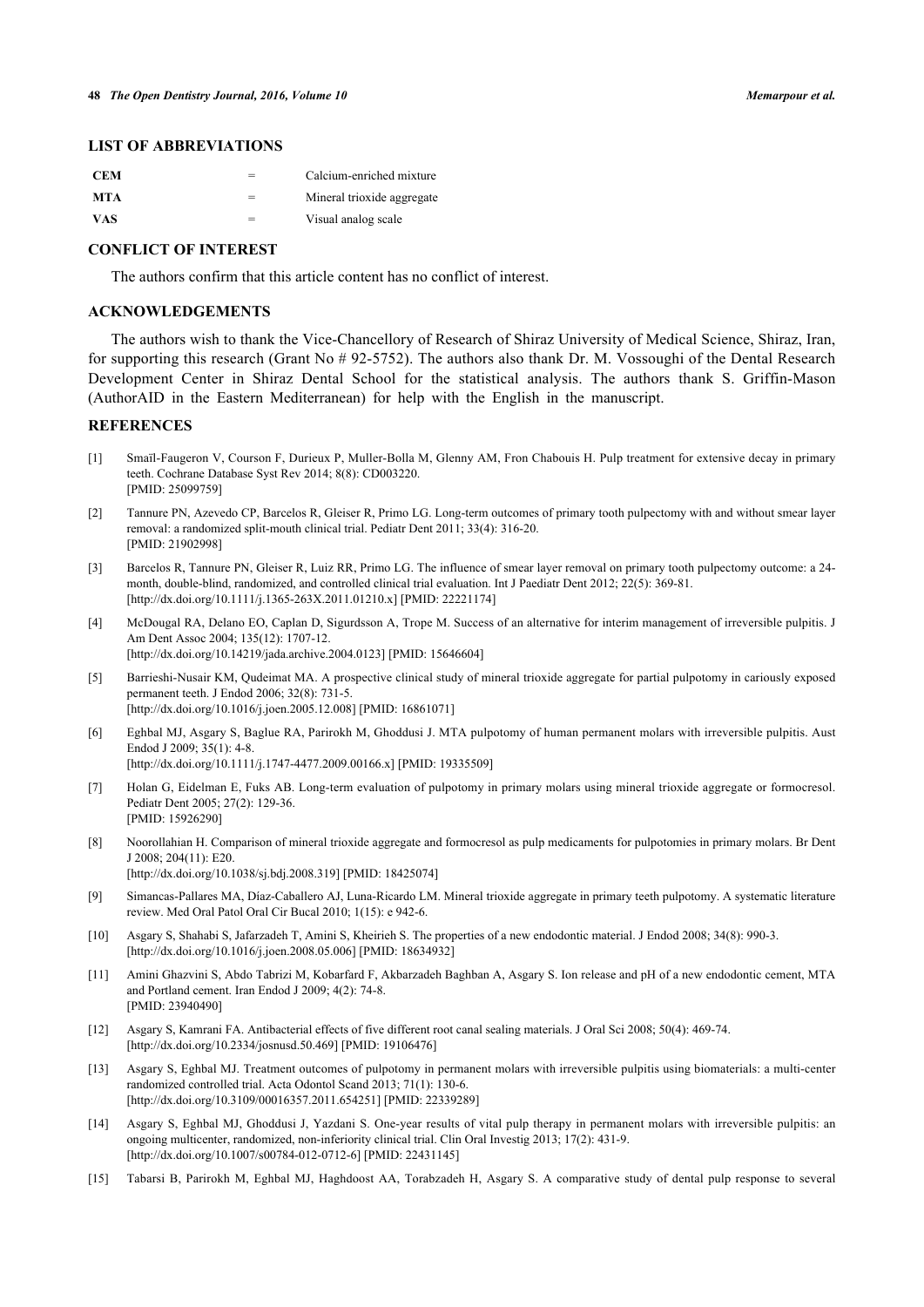## LIST OF ABBREVIATIONS

| | | |
|---|---|---|
| **CEM** | = | Calcium-enriched mixture |
| **MTA** | = | Mineral trioxide aggregate |
| **VAS** | = | Visual analog scale |

## CONFLICT OF INTEREST

The authors confirm that this article content has no conflict of interest.

## ACKNOWLEDGEMENTS

The authors wish to thank the Vice-Chancellory of Research of Shiraz University of Medical Science, Shiraz, Iran, for supporting this research (Grant No # 92-5752). The authors also thank Dr. M. Vossoughi of the Dental Research Development Center in Shiraz Dental School for the statistical analysis. The authors thank S. Griffin-Mason (AuthorAID in the Eastern Mediterranean) for help with the English in the manuscript.

## REFERENCES

[1] Smaïl-Faugeron V, Courson F, Durieux P, Muller-Bolla M, Glenny AM, Fron Chabouis H. Pulp treatment for extensive decay in primary teeth. Cochrane Database Syst Rev 2014; 8(8): CD003220.
[PMID: 25099759]

[2] Tannure PN, Azevedo CP, Barcelos R, Gleiser R, Primo LG. Long-term outcomes of primary tooth pulpectomy with and without smear layer removal: a randomized split-mouth clinical trial. Pediatr Dent 2011; 33(4): 316-20.
[PMID: 21902998]

[3] Barcelos R, Tannure PN, Gleiser R, Luiz RR, Primo LG. The influence of smear layer removal on primary tooth pulpectomy outcome: a 24-month, double-blind, randomized, and controlled clinical trial evaluation. Int J Paediatr Dent 2012; 22(5): 369-81.
[http://dx.doi.org/10.1111/j.1365-263X.2011.01210.x] [PMID: 22221174]

[4] McDougal RA, Delano EO, Caplan D, Sigurdsson A, Trope M. Success of an alternative for interim management of irreversible pulpitis. J Am Dent Assoc 2004; 135(12): 1707-12.
[http://dx.doi.org/10.14219/jada.archive.2004.0123] [PMID: 15646604]

[5] Barrieshi-Nusair KM, Qudeimat MA. A prospective clinical study of mineral trioxide aggregate for partial pulpotomy in cariously exposed permanent teeth. J Endod 2006; 32(8): 731-5.
[http://dx.doi.org/10.1016/j.joen.2005.12.008] [PMID: 16861071]

[6] Eghbal MJ, Asgary S, Baglue RA, Parirokh M, Ghoddusi J. MTA pulpotomy of human permanent molars with irreversible pulpitis. Aust Endod J 2009; 35(1): 4-8.
[http://dx.doi.org/10.1111/j.1747-4477.2009.00166.x] [PMID: 19335509]

[7] Holan G, Eidelman E, Fuks AB. Long-term evaluation of pulpotomy in primary molars using mineral trioxide aggregate or formocresol. Pediatr Dent 2005; 27(2): 129-36.
[PMID: 15926290]

[8] Noorollahian H. Comparison of mineral trioxide aggregate and formocresol as pulp medicaments for pulpotomies in primary molars. Br Dent J 2008; 204(11): E20.
[http://dx.doi.org/10.1038/sj.bdj.2008.319] [PMID: 18425074]

[9] Simancas-Pallares MA, Díaz-Caballero AJ, Luna-Ricardo LM. Mineral trioxide aggregate in primary teeth pulpotomy. A systematic literature review. Med Oral Patol Oral Cir Bucal 2010; 1(15): e 942-6.

[10] Asgary S, Shahabi S, Jafarzadeh T, Amini S, Kheirieh S. The properties of a new endodontic material. J Endod 2008; 34(8): 990-3.
[http://dx.doi.org/10.1016/j.joen.2008.05.006] [PMID: 18634932]

[11] Amini Ghazvini S, Abdo Tabrizi M, Kobarfard F, Akbarzadeh Baghban A, Asgary S. Ion release and pH of a new endodontic cement, MTA and Portland cement. Iran Endod J 2009; 4(2): 74-8.
[PMID: 23940490]

[12] Asgary S, Kamrani FA. Antibacterial effects of five different root canal sealing materials. J Oral Sci 2008; 50(4): 469-74.
[http://dx.doi.org/10.2334/josnusd.50.469] [PMID: 19106476]

[13] Asgary S, Eghbal MJ. Treatment outcomes of pulpotomy in permanent molars with irreversible pulpitis using biomaterials: a multi-center randomized controlled trial. Acta Odontol Scand 2013; 71(1): 130-6.
[http://dx.doi.org/10.3109/00016357.2011.654251] [PMID: 22339289]

[14] Asgary S, Eghbal MJ, Ghoddusi J, Yazdani S. One-year results of vital pulp therapy in permanent molars with irreversible pulpitis: an ongoing multicenter, randomized, non-inferiority clinical trial. Clin Oral Investig 2013; 17(2): 431-9.
[http://dx.doi.org/10.1007/s00784-012-0712-6] [PMID: 22431145]

[15] Tabarsi B, Parirokh M, Eghbal MJ, Haghdoost AA, Torabzadeh H, Asgary S. A comparative study of dental pulp response to several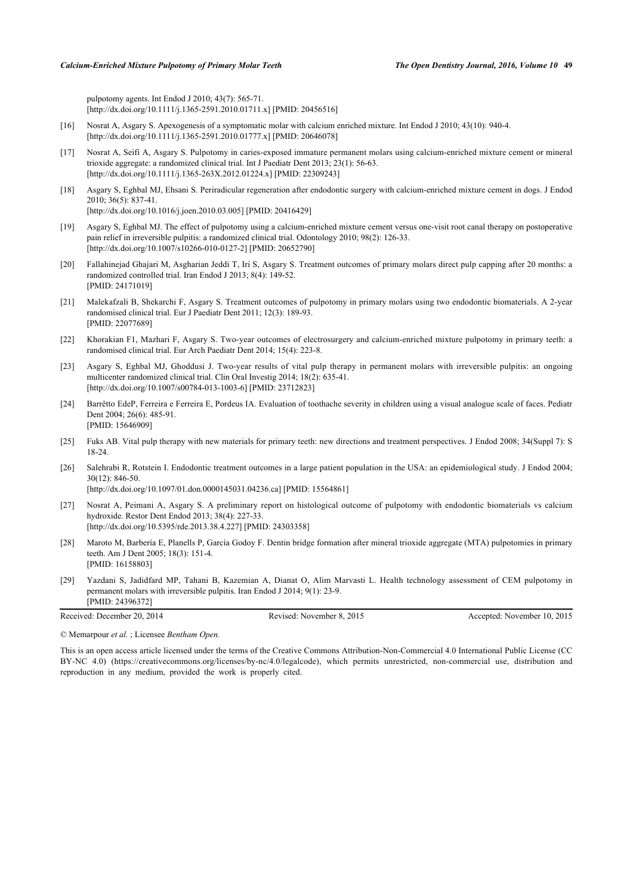pulpotomy agents. Int Endod J 2010; 43(7): 565-71.
[http://dx.doi.org/10.1111/j.1365-2591.2010.01711.x] [PMID: 20456516]

[16] Nosrat A, Asgary S. Apexogenesis of a symptomatic molar with calcium enriched mixture. Int Endod J 2010; 43(10): 940-4.
[http://dx.doi.org/10.1111/j.1365-2591.2010.01777.x] [PMID: 20646078]

[17] Nosrat A, Seifi A, Asgary S. Pulpotomy in caries-exposed immature permanent molars using calcium-enriched mixture cement or mineral trioxide aggregate: a randomized clinical trial. Int J Paediatr Dent 2013; 23(1): 56-63.
[http://dx.doi.org/10.1111/j.1365-263X.2012.01224.x] [PMID: 22309243]

[18] Asgary S, Eghbal MJ, Ehsani S. Periradicular regeneration after endodontic surgery with calcium-enriched mixture cement in dogs. J Endod 2010; 36(5): 837-41.
[http://dx.doi.org/10.1016/j.joen.2010.03.005] [PMID: 20416429]

[19] Asgary S, Eghbal MJ. The effect of pulpotomy using a calcium-enriched mixture cement versus one-visit root canal therapy on postoperative pain relief in irreversible pulpitis: a randomized clinical trial. Odontology 2010; 98(2): 126-33.
[http://dx.doi.org/10.1007/s10266-010-0127-2] [PMID: 20652790]

[20] Fallahinejad Ghajari M, Asgharian Jeddi T, Iri S, Asgary S. Treatment outcomes of primary molars direct pulp capping after 20 months: a randomized controlled trial. Iran Endod J 2013; 8(4): 149-52.
[PMID: 24171019]

[21] Malekafzali B, Shekarchi F, Asgary S. Treatment outcomes of pulpotomy in primary molars using two endodontic biomaterials. A 2-year randomised clinical trial. Eur J Paediatr Dent 2011; 12(3): 189-93.
[PMID: 22077689]

[22] Khorakian F1, Mazhari F, Asgary S. Two-year outcomes of electrosurgery and calcium-enriched mixture pulpotomy in primary teeth: a randomised clinical trial. Eur Arch Paediatr Dent 2014; 15(4): 223-8.

[23] Asgary S, Eghbal MJ, Ghoddusi J. Two-year results of vital pulp therapy in permanent molars with irreversible pulpitis: an ongoing multicenter randomized clinical trial. Clin Oral Investig 2014; 18(2): 635-41.
[http://dx.doi.org/10.1007/s00784-013-1003-6] [PMID: 23712823]

[24] Barrêtto EdeP, Ferreira e Ferreira E, Pordeus IA. Evaluation of toothache severity in children using a visual analogue scale of faces. Pediatr Dent 2004; 26(6): 485-91.
[PMID: 15646909]

[25] Fuks AB. Vital pulp therapy with new materials for primary teeth: new directions and treatment perspectives. J Endod 2008; 34(Suppl 7): S 18-24.

[26] Salehrabi R, Rotstein I. Endodontic treatment outcomes in a large patient population in the USA: an epidemiological study. J Endod 2004; 30(12): 846-50.
[http://dx.doi.org/10.1097/01.don.0000145031.04236.ca] [PMID: 15564861]

[27] Nosrat A, Peimani A, Asgary S. A preliminary report on histological outcome of pulpotomy with endodontic biomaterials vs calcium hydroxide. Restor Dent Endod 2013; 38(4): 227-33.
[http://dx.doi.org/10.5395/rde.2013.38.4.227] [PMID: 24303358]

[28] Maroto M, Barbería E, Planells P, García Godoy F. Dentin bridge formation after mineral trioxide aggregate (MTA) pulpotomies in primary teeth. Am J Dent 2005; 18(3): 151-4.
[PMID: 16158803]

[29] Yazdani S, Jadidfard MP, Tahani B, Kazemian A, Dianat O, Alim Marvasti L. Health technology assessment of CEM pulpotomy in permanent molars with irreversible pulpitis. Iran Endod J 2014; 9(1): 23-9.
[PMID: 24396372]

Received: December 20, 2014 | Revised: November 8, 2015 | Accepted: November 10, 2015

© Memarpour *et al.* ; Licensee *Bentham Open.*

This is an open access article licensed under the terms of the Creative Commons Attribution-Non-Commercial 4.0 International Public License (CC BY-NC 4.0) (https://creativecommons.org/licenses/by-nc/4.0/legalcode), which permits unrestricted, non-commercial use, distribution and reproduction in any medium, provided the work is properly cited.